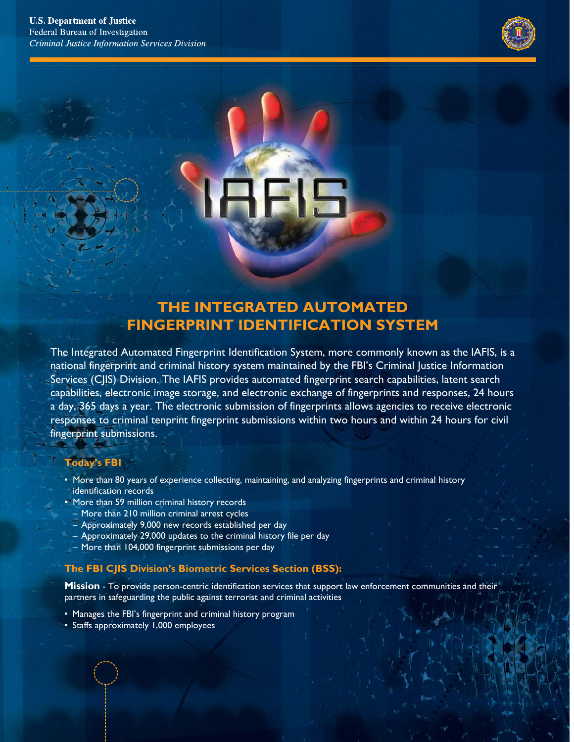U.S. Department of Justice
Federal Bureau of Investigation
*Criminal Justice Information Services Division*

IAFIS

# THE INTEGRATED AUTOMATED FINGERPRINT IDENTIFICATION SYSTEM

The Integrated Automated Fingerprint Identification System, more commonly known as the IAFIS, is a national fingerprint and criminal history system maintained by the FBI's Criminal Justice Information Services (CJIS) Division. The IAFIS provides automated fingerprint search capabilities, latent search capabilities, electronic image storage, and electronic exchange of fingerprints and responses, 24 hours a day, 365 days a year. The electronic submission of fingerprints allows agencies to receive electronic responses to criminal tenprint fingerprint submissions within two hours and within 24 hours for civil fingerprint submissions.

### Today's FBI

- More than 80 years of experience collecting, maintaining, and analyzing fingerprints and criminal history identification records
- More than 59 million criminal history records
  - More than 210 million criminal arrest cycles
  - Approximately 9,000 new records established per day
  - Approximately 29,000 updates to the criminal history file per day
  - More than 104,000 fingerprint submissions per day

### The FBI CJIS Division's Biometric Services Section (BSS):

**Mission** - To provide person-centric identification services that support law enforcement communities and their partners in safeguarding the public against terrorist and criminal activities

- Manages the FBI's fingerprint and criminal history program
- Staffs approximately 1,000 employees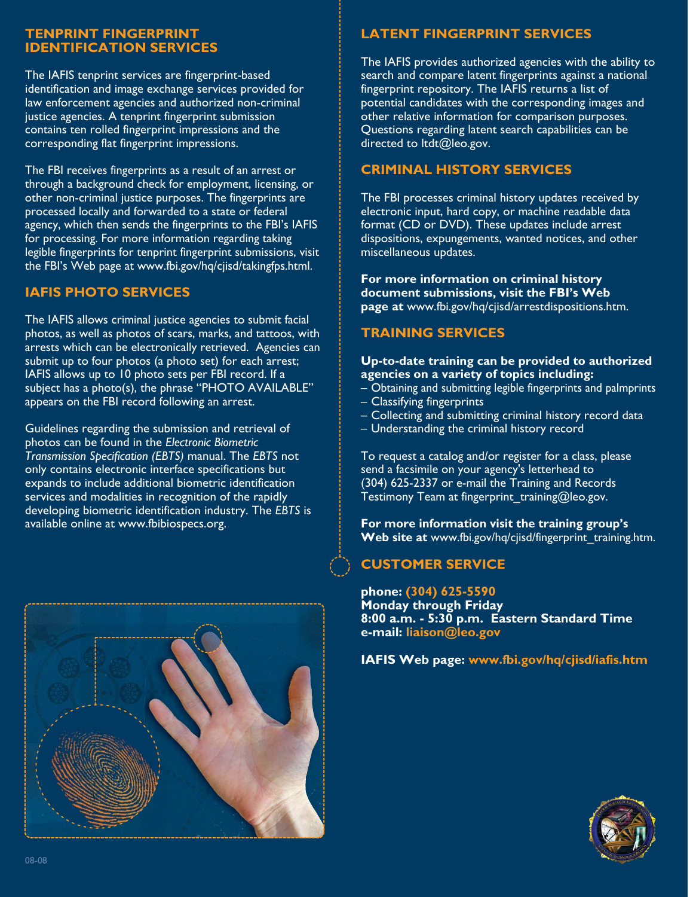## TENPRINT FINGERPRINT IDENTIFICATION SERVICES

The IAFIS tenprint services are fingerprint-based identification and image exchange services provided for law enforcement agencies and authorized non-criminal justice agencies. A tenprint fingerprint submission contains ten rolled fingerprint impressions and the corresponding flat fingerprint impressions.

The FBI receives fingerprints as a result of an arrest or through a background check for employment, licensing, or other non-criminal justice purposes. The fingerprints are processed locally and forwarded to a state or federal agency, which then sends the fingerprints to the FBI's IAFIS for processing. For more information regarding taking legible fingerprints for tenprint fingerprint submissions, visit the FBI's Web page at www.fbi.gov/hq/cjisd/takingfps.html.

## IAFIS PHOTO SERVICES

The IAFIS allows criminal justice agencies to submit facial photos, as well as photos of scars, marks, and tattoos, with arrests which can be electronically retrieved. Agencies can submit up to four photos (a photo set) for each arrest; IAFIS allows up to 10 photo sets per FBI record. If a subject has a photo(s), the phrase "PHOTO AVAILABLE" appears on the FBI record following an arrest.

Guidelines regarding the submission and retrieval of photos can be found in the *Electronic Biometric Transmission Specification (EBTS)* manual. The *EBTS* not only contains electronic interface specifications but expands to include additional biometric identification services and modalities in recognition of the rapidly developing biometric identification industry. The *EBTS* is available online at www.fbibiospecs.org.

## LATENT FINGERPRINT SERVICES

The IAFIS provides authorized agencies with the ability to search and compare latent fingerprints against a national fingerprint repository. The IAFIS returns a list of potential candidates with the corresponding images and other relative information for comparison purposes. Questions regarding latent search capabilities can be directed to ltdt@leo.gov.

## CRIMINAL HISTORY SERVICES

The FBI processes criminal history updates received by electronic input, hard copy, or machine readable data format (CD or DVD). These updates include arrest dispositions, expungements, wanted notices, and other miscellaneous updates.

**For more information on criminal history document submissions, visit the FBI's Web page at** www.fbi.gov/hq/cjisd/arrestdispositions.htm.

## TRAINING SERVICES

**Up-to-date training can be provided to authorized agencies on a variety of topics including:**

- Obtaining and submitting legible fingerprints and palmprints
- Classifying fingerprints
- Collecting and submitting criminal history record data
- Understanding the criminal history record

To request a catalog and/or register for a class, please send a facsimile on your agency's letterhead to (304) 625-2337 or e-mail the Training and Records Testimony Team at fingerprint_training@leo.gov.

**For more information visit the training group's Web site at** www.fbi.gov/hq/cjisd/fingerprint_training.htm.

## CUSTOMER SERVICE

**phone: (304) 625-5590**
**Monday through Friday**
**8:00 a.m. - 5:30 p.m. Eastern Standard Time**
**e-mail: liaison@leo.gov**

**IAFIS Web page: www.fbi.gov/hq/cjisd/iafis.htm**

08-08